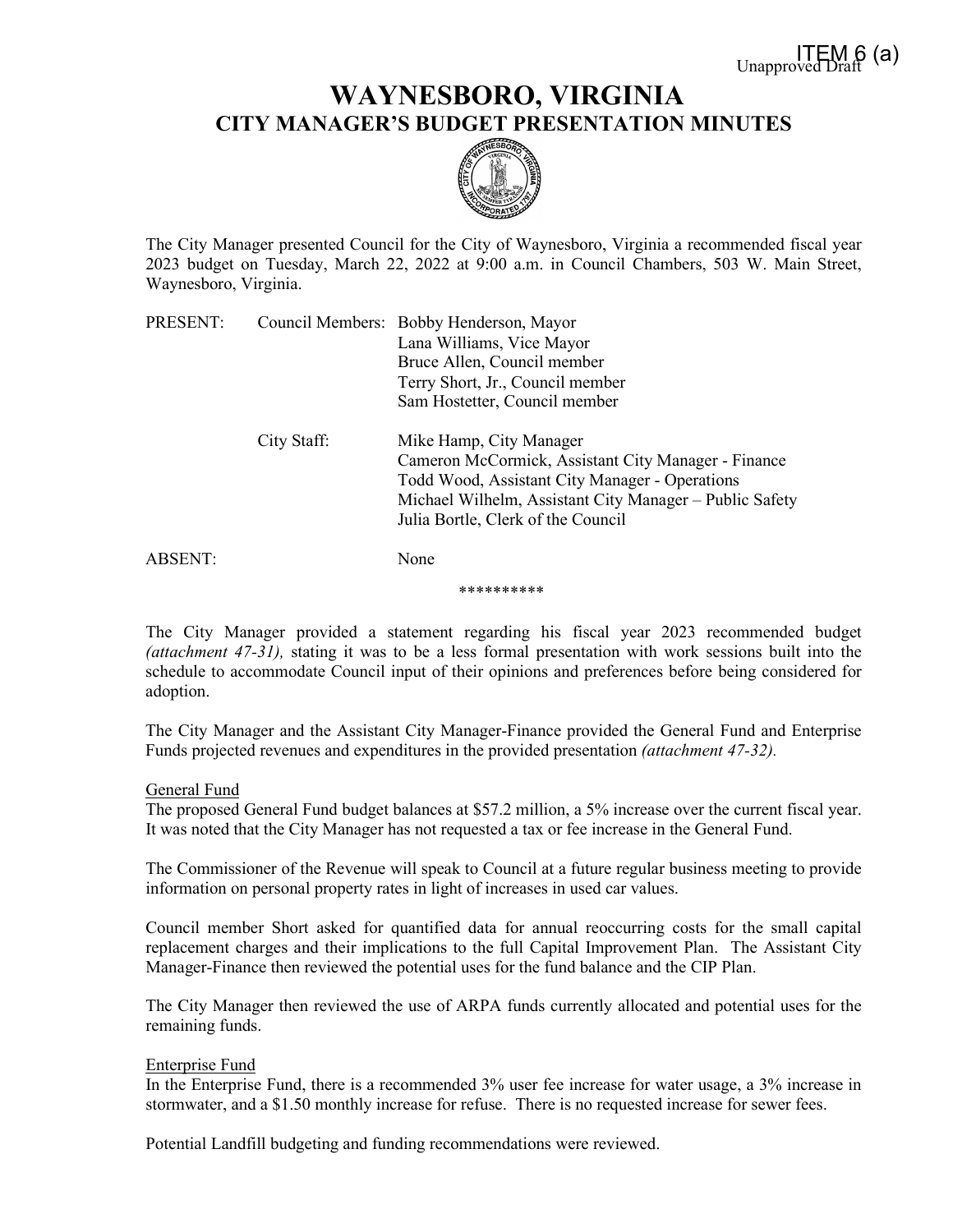ITEM 6 (a)
Unapproved Draft

# WAYNESBORO, VIRGINIA
## CITY MANAGER'S BUDGET PRESENTATION MINUTES

The City Manager presented Council for the City of Waynesboro, Virginia a recommended fiscal year 2023 budget on Tuesday, March 22, 2022 at 9:00 a.m. in Council Chambers, 503 W. Main Street, Waynesboro, Virginia.

PRESENT: Council Members: Bobby Henderson, Mayor
Lana Williams, Vice Mayor
Bruce Allen, Council member
Terry Short, Jr., Council member
Sam Hostetter, Council member

City Staff: Mike Hamp, City Manager
Cameron McCormick, Assistant City Manager - Finance
Todd Wood, Assistant City Manager - Operations
Michael Wilhelm, Assistant City Manager – Public Safety
Julia Bortle, Clerk of the Council

ABSENT: None

**********

The City Manager provided a statement regarding his fiscal year 2023 recommended budget *(attachment 47-31),* stating it was to be a less formal presentation with work sessions built into the schedule to accommodate Council input of their opinions and preferences before being considered for adoption.

The City Manager and the Assistant City Manager-Finance provided the General Fund and Enterprise Funds projected revenues and expenditures in the provided presentation *(attachment 47-32).*

General Fund

The proposed General Fund budget balances at $57.2 million, a 5% increase over the current fiscal year. It was noted that the City Manager has not requested a tax or fee increase in the General Fund.

The Commissioner of the Revenue will speak to Council at a future regular business meeting to provide information on personal property rates in light of increases in used car values.

Council member Short asked for quantified data for annual reoccurring costs for the small capital replacement charges and their implications to the full Capital Improvement Plan. The Assistant City Manager-Finance then reviewed the potential uses for the fund balance and the CIP Plan.

The City Manager then reviewed the use of ARPA funds currently allocated and potential uses for the remaining funds.

Enterprise Fund

In the Enterprise Fund, there is a recommended 3% user fee increase for water usage, a 3% increase in stormwater, and a $1.50 monthly increase for refuse. There is no requested increase for sewer fees.

Potential Landfill budgeting and funding recommendations were reviewed.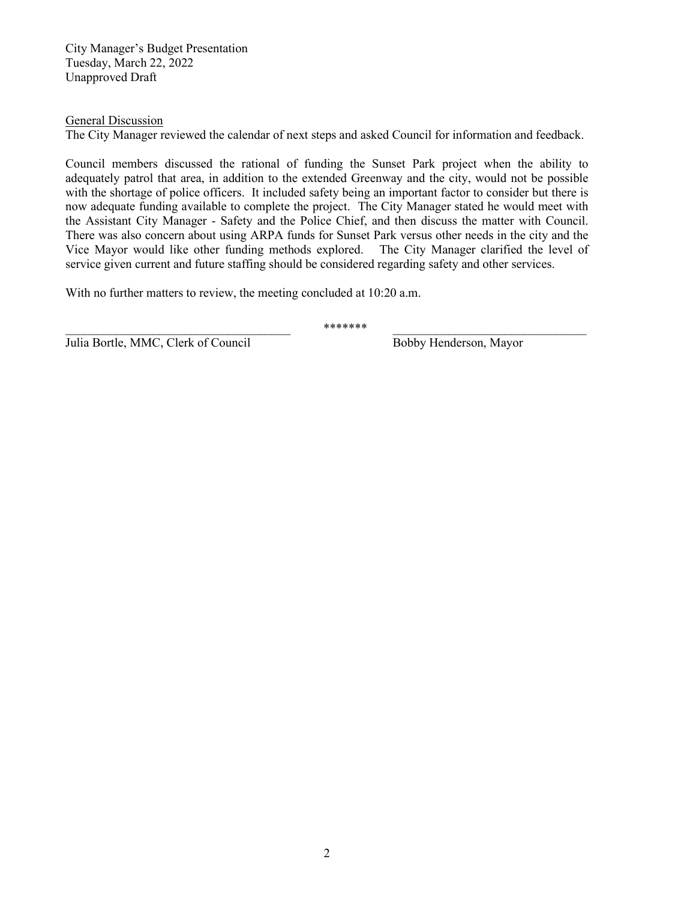City Manager's Budget Presentation
Tuesday, March 22, 2022
Unapproved Draft

General Discussion

The City Manager reviewed the calendar of next steps and asked Council for information and feedback.

Council members discussed the rational of funding the Sunset Park project when the ability to adequately patrol that area, in addition to the extended Greenway and the city, would not be possible with the shortage of police officers. It included safety being an important factor to consider but there is now adequate funding available to complete the project. The City Manager stated he would meet with the Assistant City Manager - Safety and the Police Chief, and then discuss the matter with Council. There was also concern about using ARPA funds for Sunset Park versus other needs in the city and the Vice Mayor would like other funding methods explored. The City Manager clarified the level of service given current and future staffing should be considered regarding safety and other services.

With no further matters to review, the meeting concluded at 10:20 a.m.

*******

Julia Bortle, MMC, Clerk of Council

Bobby Henderson, Mayor